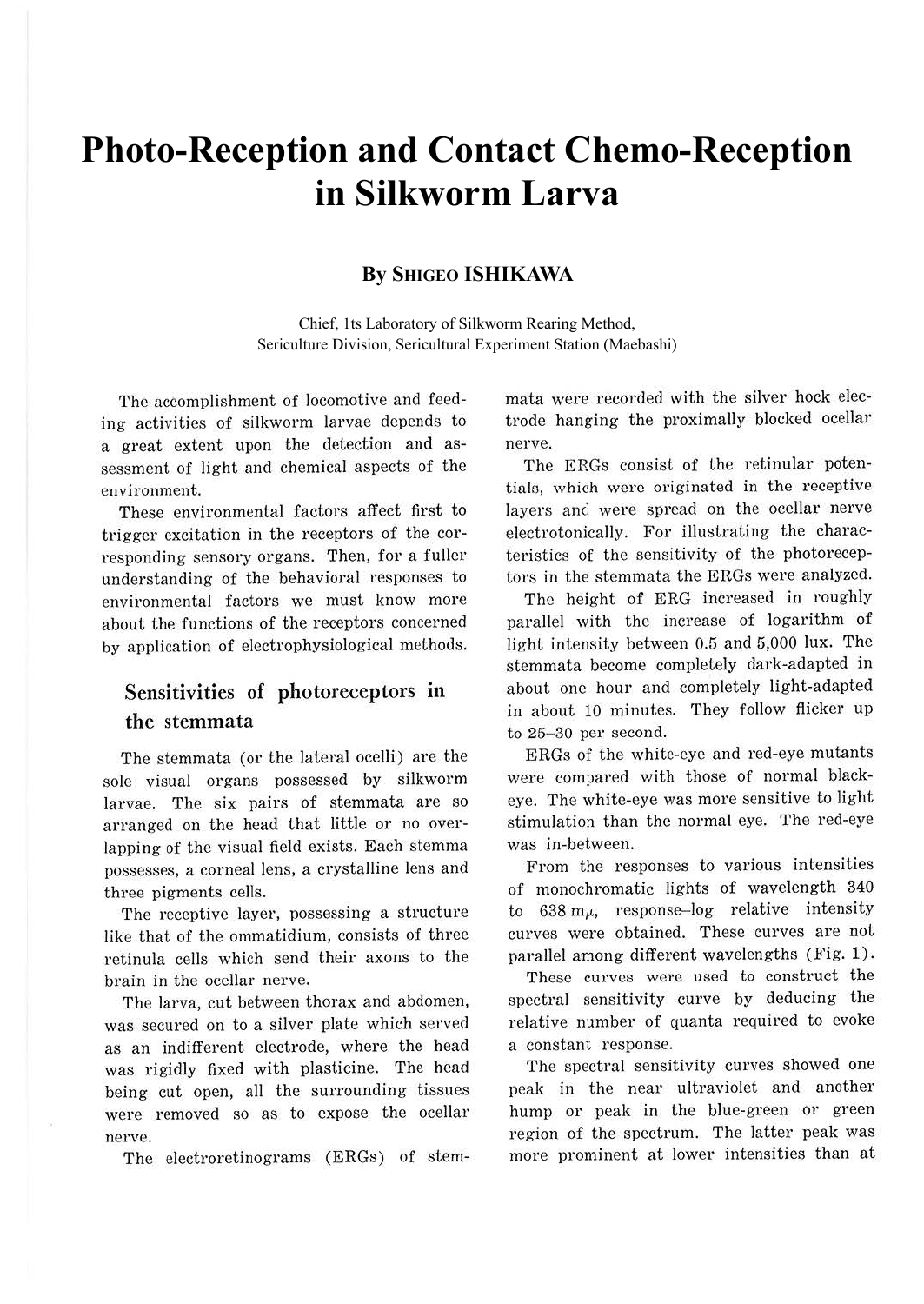# Photo-Reception and Contact Chemo-Reception in Silkworm Larva

**By SHIGEO ISHIKAWA**

Chief, 1ts Laboratory of Silkworm Rearing Method, Sericulture Division, Sericultural Experiment Station (Maebashi)

The accomplishment of locomotive and feeding activities of silkworm larvae depends to a great extent upon the detection and assessment of light and chemical aspects of the environment.

These environmental factors affect first to trigger excitation in the receptors of the corresponding sensory organs. Then, for a fuller understanding of the behavioral responses to environmental factors we must know more about the functions of the receptors concerned by application of electrophysiological methods.

## Sensitivities of photoreceptors in the stemmata

The stemmata (or the lateral ocelli) are the sole visual organs possessed by silkworm larvae. The six pairs of stemmata are so arranged on the head that little or no overlapping of the visual field exists. Each stemma possesses, a corneal lens, a crystalline lens and three pigments cells.

The receptive layer, possessing a structure like that of the ommatidium, consists of three retinula cells which send their axons to the brain in the ocellar nerve.

The larva, cut between thorax and abdomen, was secured on to a silver plate which served as an indifferent electrode, where the head was rigidly fixed with plasticine. The head being cut open, all the surrounding tissues were removed so as to expose the ocellar nerve.

The electroretinograms (ERGs) of stemmata were recorded with the silver hock electrode hanging the proximally blocked ocellar nerve.

The ERGs consist of the retinular potentials, which were originated in the receptive layers and were spread on the ocellar nerve electrotonically. For illustrating the characteristics of the sensitivity of the photoreceptors in the stemmata the ERGs were analyzed.

The height of ERG increased in roughly parallel with the increase of logarithm of light intensity between 0.5 and 5,000 lux. The stemmata become completely dark-adapted in about one hour and completely light-adapted in about 10 minutes. They follow flicker up to 25–30 per second.

ERGs of the white-eye and red-eye mutants were compared with those of normal black-eye. The white-eye was more sensitive to light stimulation than the normal eye. The red-eye was in-between.

From the responses to various intensities of monochromatic lights of wavelength 340 to 638 $m\mu$, response–log relative intensity curves were obtained. These curves are not parallel among different wavelengths (Fig. 1).

These curves were used to construct the spectral sensitivity curve by deducing the relative number of quanta required to evoke a constant response.

The spectral sensitivity curves showed one peak in the near ultraviolet and another hump or peak in the blue-green or green region of the spectrum. The latter peak was more prominent at lower intensities than at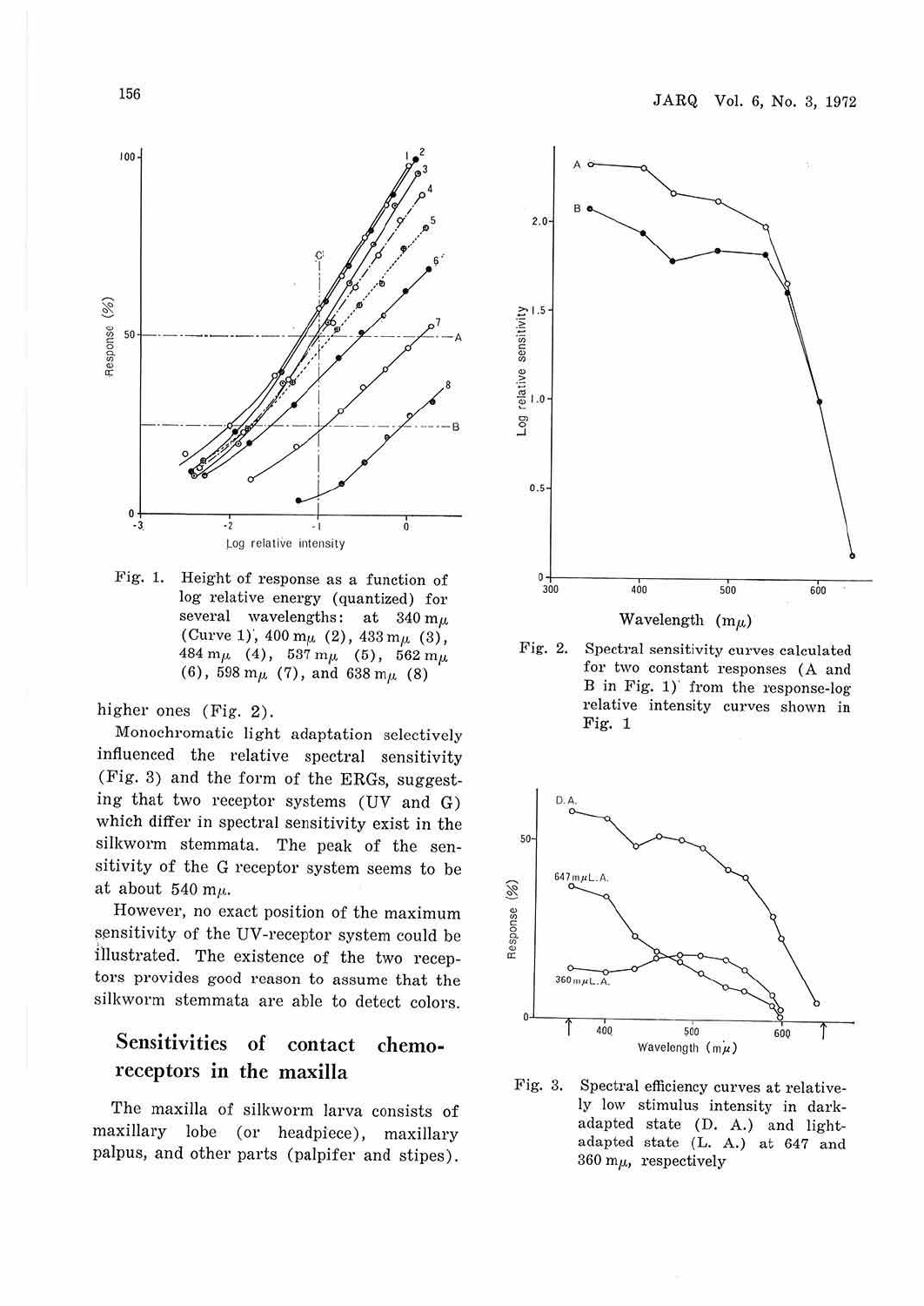Fig. 1. Height of response as a function of log relative energy (quantized) for several wavelengths: at 340 mμ (Curve 1), 400 mμ (2), 433 mμ (3), 484 mμ (4), 537 mμ (5), 562 mμ (6), 598 mμ (7), and 638 mμ (8)

higher ones (Fig. 2).

Monochromatic light adaptation selectively influenced the relative spectral sensitivity (Fig. 3) and the form of the ERGs, suggesting that two receptor systems (UV and G) which differ in spectral sensitivity exist in the silkworm stemmata. The peak of the sensitivity of the G receptor system seems to be at about 540 mμ.

However, no exact position of the maximum sensitivity of the UV-receptor system could be illustrated. The existence of the two receptors provides good reason to assume that the silkworm stemmata are able to detect colors.

## Sensitivities of contact chemoreceptors in the maxilla

The maxilla of silkworm larva consists of maxillary lobe (or headpiece), maxillary palpus, and other parts (palpifer and stipes).

Fig. 2. Spectral sensitivity curves calculated for two constant responses (A and B in Fig. 1) from the response-log relative intensity curves shown in Fig. 1

Fig. 3. Spectral efficiency curves at relatively low stimulus intensity in dark-adapted state (D. A.) and light-adapted state (L. A.) at 647 and 360 mμ, respectively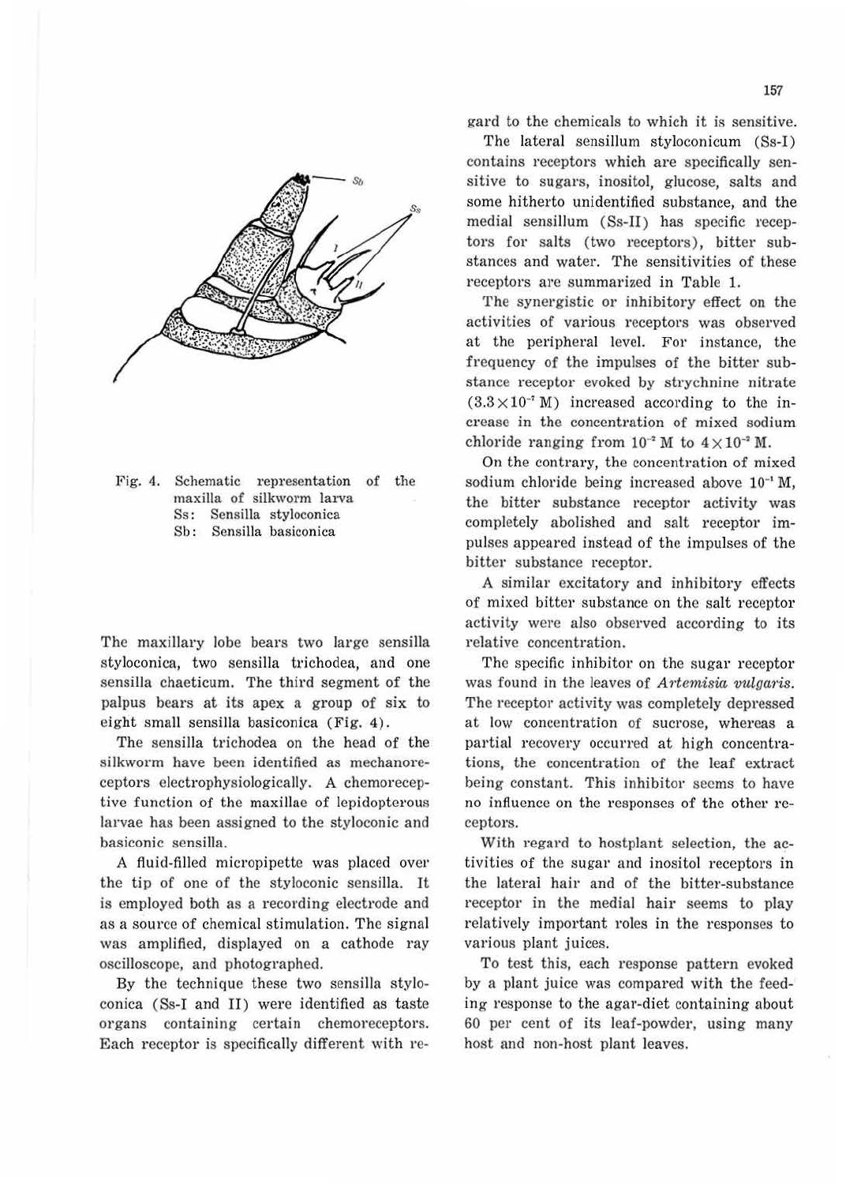Fig. 4. Schematic representation of the maxilla of silkworm larva
Ss: Sensilla styloconica
Sb: Sensilla basiconica

The maxillary lobe bears two large sensilla styloconica, two sensilla trichodea, and one sensilla chaeticum. The third segment of the palpus bears at its apex a group of six to eight small sensilla basiconica (Fig. 4).

The sensilla trichodea on the head of the silkworm have been identified as mechanoreceptors electrophysiologically. A chemoreceptive function of the maxillae of lepidopterous larvae has been assigned to the styloconic and basiconic sensilla.

A fluid-filled micropipette was placed over the tip of one of the styloconic sensilla. It is employed both as a recording electrode and as a source of chemical stimulation. The signal was amplified, displayed on a cathode ray oscilloscope, and photographed.

By the technique these two sensilla styloconica (Ss-I and II) were identified as taste organs containing certain chemoreceptors. Each receptor is specifically different with regard to the chemicals to which it is sensitive.

The lateral sensillum styloconicum (Ss-I) contains receptors which are specifically sensitive to sugars, inositol, glucose, salts and some hitherto unidentified substance, and the medial sensillum (Ss-II) has specific receptors for salts (two receptors), bitter substances and water. The sensitivities of these receptors are summarized in Table 1.

The synergistic or inhibitory effect on the activities of various receptors was observed at the peripheral level. For instance, the frequency of the impulses of the bitter substance receptor evoked by strychnine nitrate ($3.3\times10^{-7}$ M) increased according to the increase in the concentration of mixed sodium chloride ranging from $10^{-2}$ M to $4\times10^{-2}$ M.

On the contrary, the concentration of mixed sodium chloride being increased above $10^{-1}$ M, the bitter substance receptor activity was completely abolished and salt receptor impulses appeared instead of the impulses of the bitter substance receptor.

A similar excitatory and inhibitory effects of mixed bitter substance on the salt receptor activity were also observed according to its relative concentration.

The specific inhibitor on the sugar receptor was found in the leaves of *Artemisia vulgaris*. The receptor activity was completely depressed at low concentration of sucrose, whereas a partial recovery occurred at high concentrations, the concentration of the leaf extract being constant. This inhibitor seems to have no influence on the responses of the other receptors.

With regard to hostplant selection, the activities of the sugar and inositol receptors in the lateral hair and of the bitter-substance receptor in the medial hair seems to play relatively important roles in the responses to various plant juices.

To test this, each response pattern evoked by a plant juice was compared with the feeding response to the agar-diet containing about 60 per cent of its leaf-powder, using many host and non-host plant leaves.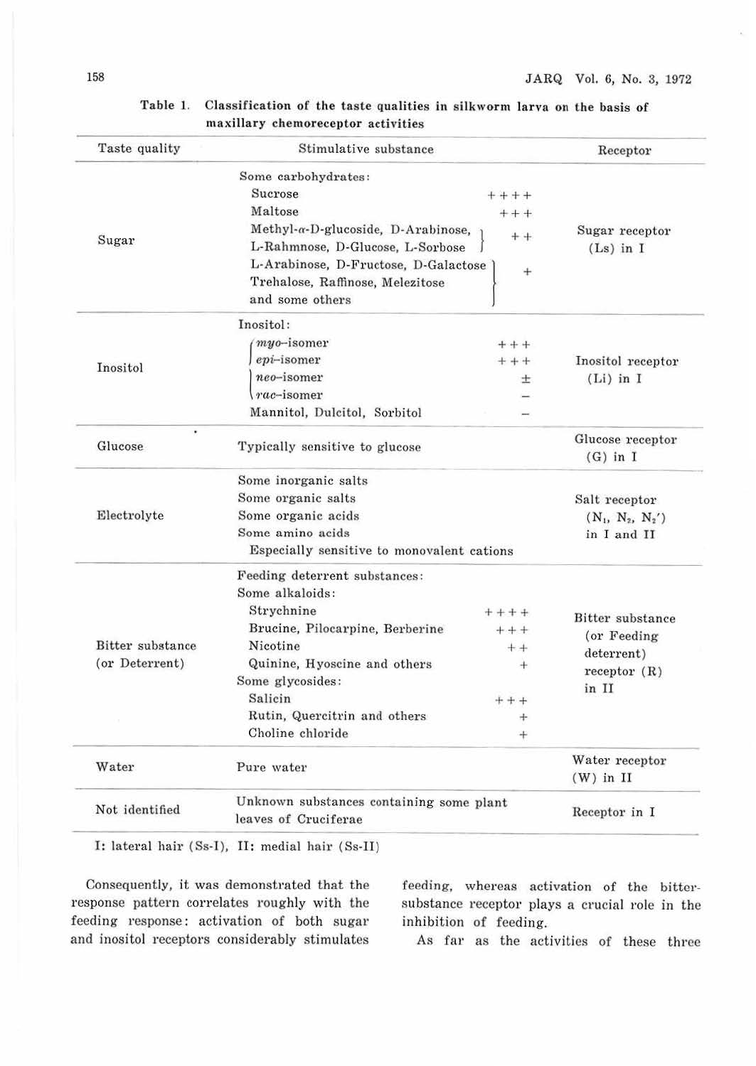**Table 1. Classification of the taste qualities in silkworm larva on the basis of maxillary chemoreceptor activities**

| Taste quality | Stimulative substance | | Receptor |
|---|---|---|---|
| Sugar | Some carbohydrates: | | Sugar receptor (Ls) in I |
| | Sucrose | ++++ | |
| | Maltose | +++ | |
| | Methyl-α-D-glucoside, D-Arabinose, L-Rahmnose, D-Glucose, L-Sorbose | ++ | |
| | L-Arabinose, D-Fructose, D-Galactose, Trehalose, Raffinose, Melezitose and some others | + | |
| Inositol | Inositol: | | Inositol receptor (Li) in I |
| | *myo*-isomer | +++ | |
| | *epi*-isomer | +++ | |
| | *neo*-isomer | ± | |
| | *rac*-isomer | − | |
| | Mannitol, Dulcitol, Sorbitol | − | |
| Glucose | Typically sensitive to glucose | | Glucose receptor (G) in I |
| Electrolyte | Some inorganic salts<br>Some organic salts<br>Some organic acids<br>Some amino acids<br>Especially sensitive to monovalent cations | | Salt receptor ($N_1$, $N_2$, $N_2'$) in I and II |
| Bitter substance (or Deterrent) | Feeding deterrent substances: | | Bitter substance (or Feeding deterrent) receptor (R) in II |
| | Some alkaloids: | | |
| | Strychnine | ++++ | |
| | Brucine, Pilocarpine, Berberine | +++ | |
| | Nicotine | ++ | |
| | Quinine, Hyoscine and others | + | |
| | Some glycosides: | | |
| | Salicin | +++ | |
| | Rutin, Quercitrin and others | + | |
| | Choline chloride | + | |
| Water | Pure water | | Water receptor (W) in II |
| Not identified | Unknown substances containing some plant leaves of Cruciferae | | Receptor in I |

I: lateral hair (Ss-I), II: medial hair (Ss-II)

Consequently, it was demonstrated that the response pattern correlates roughly with the feeding response: activation of both sugar and inositol receptors considerably stimulates feeding, whereas activation of the bitter-substance receptor plays a crucial role in the inhibition of feeding.

As far as the activities of these three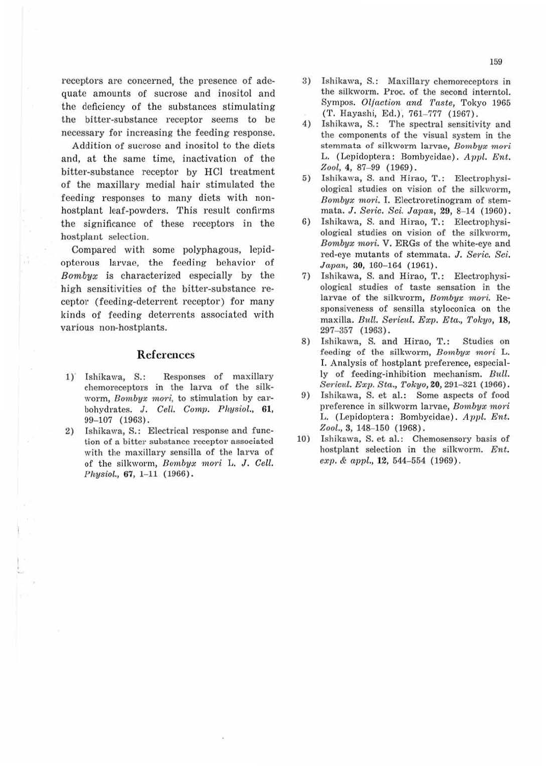receptors are concerned, the presence of adequate amounts of sucrose and inositol and the deficiency of the substances stimulating the bitter-substance receptor seems to be necessary for increasing the feeding response.

Addition of sucrose and inositol to the diets and, at the same time, inactivation of the bitter-substance receptor by HCl treatment of the maxillary medial hair stimulated the feeding responses to many diets with non-hostplant leaf-powders. This result confirms the significance of these receptors in the hostplant selection.

Compared with some polyphagous, lepidopterous larvae, the feeding behavior of *Bombyx* is characterized especially by the high sensitivities of the bitter-substance receptor (feeding-deterrent receptor) for many kinds of feeding deterrents associated with various non-hostplants.

## References

1) Ishikawa, S.: Responses of maxillary chemoreceptors in the larva of the silkworm, *Bombyx mori*, to stimulation by carbohydrates. *J. Cell. Comp. Physiol.*, **61**, 99–107 (1963).

2) Ishikawa, S.: Electrical response and function of a bitter substance receptor associated with the maxillary sensilla of the larva of of the silkworm, *Bombyx mori* L. *J. Cell. Physiol.*, **67**, 1–11 (1966).

3) Ishikawa, S.: Maxillary chemoreceptors in the silkworm. Proc. of the second interntol. Sympos. *Olfaction and Taste*, Tokyo 1965 (T. Hayashi, Ed.), 761–777 (1967).

4) Ishikawa, S.: The spectral sensitivity and the components of the visual system in the stemmata of silkworm larvae, *Bombyx mori* L. (Lepidoptera: Bombycidae). *Appl. Ent. Zool*, **4**, 87–99 (1969).

5) Ishikawa, S. and Hirao, T.: Electrophysiological studies on vision of the silkworm, *Bombyx mori*. I. Electroretinogram of stemmata. *J. Seric. Sci. Japan*, **29**, 8–14 (1960).

6) Ishikawa, S. and Hirao, T.: Electrophysiological studies on vision of the silkworm, *Bombyx mori*. V. ERGs of the white-eye and red-eye mutants of stemmata. *J. Seric. Sci. Japan*, **30**, 160–164 (1961).

7) Ishikawa, S. and Hirao, T.: Electrophysiological studies of taste sensation in the larvae of the silkworm, *Bombyx mori*. Responsiveness of sensilla styloconica on the maxilla. *Bull. Sericul. Exp. Eta., Tokyo*, **18**, 297–357 (1963).

8) Ishikawa, S. and Hirao, T.: Studies on feeding of the silkworm, *Bombyx mori* L. I. Analysis of hostplant preference, especially of feeding-inhibition mechanism. *Bull. Sericul. Exp. Sta., Tokyo*, **20**, 291–321 (1966).

9) Ishikawa, S. et al.: Some aspects of food preference in silkworm larvae, *Bombyx mori* L. (Lepidoptera: Bombycidae). *Appl. Ent. Zool.*, **3**, 148–150 (1968).

10) Ishikawa, S. et al.: Chemosensory basis of hostplant selection in the silkworm. *Ent. exp. & appl.*, **12**, 544–554 (1969).